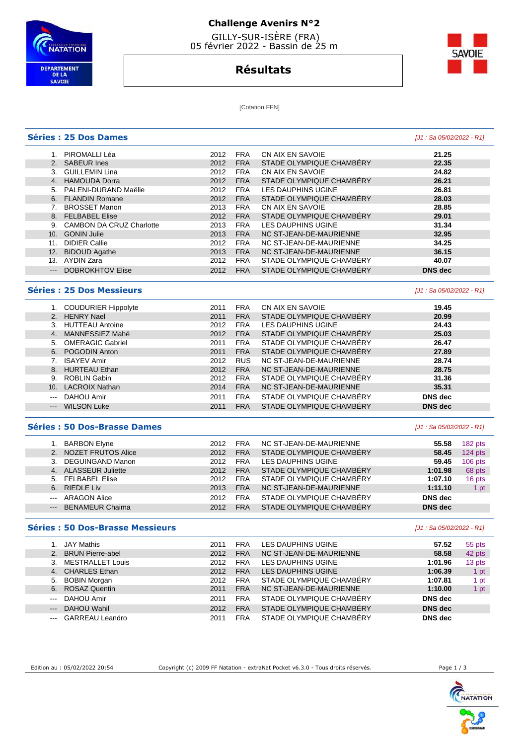# Challenge Avenirs N°2

GILLY-SUR-ISÈRE (FRA)
05 février 2022 - Bassin de 25 m

## Résultats

[Cotation FFN]

### Séries : 25 Dos Dames

*[J1 : Sa 05/02/2022 - R1]*

| | | | | | | |
|---|---|---|---|---|---|---|
| 1. | PIROMALLI Léa | 2012 | FRA | CN AIX EN SAVOIE | 21.25 | |
| 2. | SABEUR Ines | 2012 | FRA | STADE OLYMPIQUE CHAMBÉRY | 22.35 | |
| 3. | GUILLEMIN Lina | 2012 | FRA | CN AIX EN SAVOIE | 24.82 | |
| 4. | HAMOUDA Dorra | 2012 | FRA | STADE OLYMPIQUE CHAMBÉRY | 26.21 | |
| 5. | PALENI-DURAND Maëlie | 2012 | FRA | LES DAUPHINS UGINE | 26.81 | |
| 6. | FLANDIN Romane | 2012 | FRA | STADE OLYMPIQUE CHAMBÉRY | 28.03 | |
| 7. | BROSSET Manon | 2013 | FRA | CN AIX EN SAVOIE | 28.85 | |
| 8. | FELBABEL Elise | 2012 | FRA | STADE OLYMPIQUE CHAMBÉRY | 29.01 | |
| 9. | CAMBON DA CRUZ Charlotte | 2013 | FRA | LES DAUPHINS UGINE | 31.34 | |
| 10. | GONIN Julie | 2013 | FRA | NC ST-JEAN-DE-MAURIENNE | 32.95 | |
| 11. | DIDIER Callie | 2012 | FRA | NC ST-JEAN-DE-MAURIENNE | 34.25 | |
| 12. | BIDOUD Agathe | 2013 | FRA | NC ST-JEAN-DE-MAURIENNE | 36.15 | |
| 13. | AYDIN Zara | 2012 | FRA | STADE OLYMPIQUE CHAMBÉRY | 40.07 | |
| --- | DOBROKHTOV Elise | 2012 | FRA | STADE OLYMPIQUE CHAMBÉRY | DNS dec | |

### Séries : 25 Dos Messieurs

*[J1 : Sa 05/02/2022 - R1]*

| | | | | | | |
|---|---|---|---|---|---|---|
| 1. | COUDURIER Hippolyte | 2011 | FRA | CN AIX EN SAVOIE | 19.45 | |
| 2. | HENRY Nael | 2011 | FRA | STADE OLYMPIQUE CHAMBÉRY | 20.99 | |
| 3. | HUTTEAU Antoine | 2012 | FRA | LES DAUPHINS UGINE | 24.43 | |
| 4. | MANNESSIEZ Mahé | 2012 | FRA | STADE OLYMPIQUE CHAMBÉRY | 25.03 | |
| 5. | OMERAGIC Gabriel | 2011 | FRA | STADE OLYMPIQUE CHAMBÉRY | 26.47 | |
| 6. | POGODIN Anton | 2011 | FRA | STADE OLYMPIQUE CHAMBÉRY | 27.89 | |
| 7. | ISAYEV Amir | 2012 | RUS | NC ST-JEAN-DE-MAURIENNE | 28.74 | |
| 8. | HURTEAU Ethan | 2012 | FRA | NC ST-JEAN-DE-MAURIENNE | 28.75 | |
| 9. | ROBLIN Gabin | 2012 | FRA | STADE OLYMPIQUE CHAMBÉRY | 31.36 | |
| 10. | LACROIX Nathan | 2014 | FRA | NC ST-JEAN-DE-MAURIENNE | 35.31 | |
| --- | DAHOU Amir | 2011 | FRA | STADE OLYMPIQUE CHAMBÉRY | DNS dec | |
| --- | WILSON Luke | 2011 | FRA | STADE OLYMPIQUE CHAMBÉRY | DNS dec | |

### Séries : 50 Dos-Brasse Dames

*[J1 : Sa 05/02/2022 - R1]*

| | | | | | | |
|---|---|---|---|---|---|---|
| 1. | BARBON Elyne | 2012 | FRA | NC ST-JEAN-DE-MAURIENNE | 55.58 | 182 pts |
| 2. | NOZET FRUTOS Alice | 2012 | FRA | STADE OLYMPIQUE CHAMBÉRY | 58.45 | 124 pts |
| 3. | DEGUINGAND Manon | 2012 | FRA | LES DAUPHINS UGINE | 59.45 | 106 pts |
| 4. | ALASSEUR Juliette | 2012 | FRA | STADE OLYMPIQUE CHAMBÉRY | 1:01.98 | 68 pts |
| 5. | FELBABEL Elise | 2012 | FRA | STADE OLYMPIQUE CHAMBÉRY | 1:07.10 | 16 pts |
| 6. | RIEDLE Liv | 2013 | FRA | NC ST-JEAN-DE-MAURIENNE | 1:11.10 | 1 pt |
| --- | ARAGON Alice | 2012 | FRA | STADE OLYMPIQUE CHAMBÉRY | DNS dec | |
| --- | BENAMEUR Chaima | 2012 | FRA | STADE OLYMPIQUE CHAMBÉRY | DNS dec | |

### Séries : 50 Dos-Brasse Messieurs

*[J1 : Sa 05/02/2022 - R1]*

| | | | | | | |
|---|---|---|---|---|---|---|
| 1. | JAY Mathis | 2011 | FRA | LES DAUPHINS UGINE | 57.52 | 55 pts |
| 2. | BRUN Pierre-abel | 2012 | FRA | NC ST-JEAN-DE-MAURIENNE | 58.58 | 42 pts |
| 3. | MESTRALLET Louis | 2012 | FRA | LES DAUPHINS UGINE | 1:01.96 | 13 pts |
| 4. | CHARLES Ethan | 2012 | FRA | LES DAUPHINS UGINE | 1:06.39 | 1 pt |
| 5. | BOBIN Morgan | 2012 | FRA | STADE OLYMPIQUE CHAMBÉRY | 1:07.81 | 1 pt |
| 6. | ROSAZ Quentin | 2011 | FRA | NC ST-JEAN-DE-MAURIENNE | 1:10.00 | 1 pt |
| --- | DAHOU Amir | 2011 | FRA | STADE OLYMPIQUE CHAMBÉRY | DNS dec | |
| --- | DAHOU Wahil | 2012 | FRA | STADE OLYMPIQUE CHAMBÉRY | DNS dec | |
| --- | GARREAU Leandro | 2011 | FRA | STADE OLYMPIQUE CHAMBÉRY | DNS dec | |

Edition au : 05/02/2022 20:54 — Copyright (c) 2009 FF Natation - extraNat Pocket v6.3.0 - Tous droits réservés.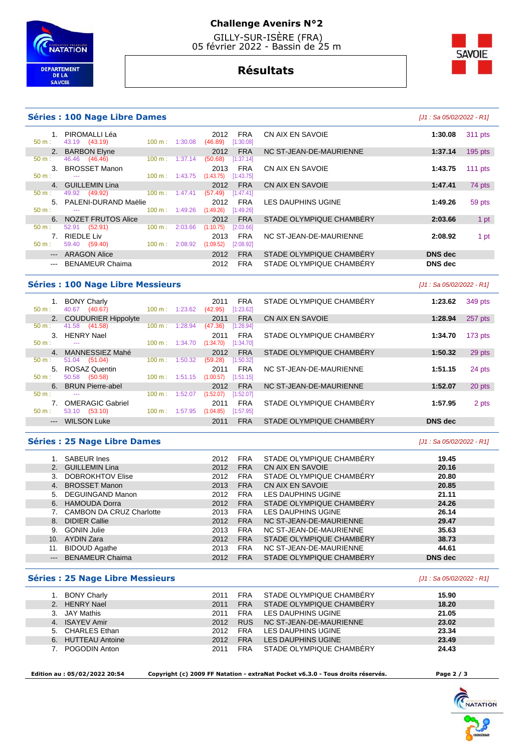# Challenge Avenirs N°2

GILLY-SUR-ISÈRE (FRA)
05 février 2022 - Bassin de 25 m

## Résultats

### Séries : 100 Nage Libre Dames

*[J1 : Sa 05/02/2022 - R1]*

| Rang | Nom | Année | Nat. | Club | Temps | Points |
|---|---|---|---|---|---|---|
| 1. | PIROMALLI Léa | 2012 | FRA | CN AIX EN SAVOIE | 1:30.08 | 311 pts |
| | 50 m : 43.19 (43.19) — 100 m : 1:30.08 (46.89) [1:30.08] | | | | | |
| 2. | BARBON Elyne | 2012 | FRA | NC ST-JEAN-DE-MAURIENNE | 1:37.14 | 195 pts |
| | 50 m : 46.46 (46.46) — 100 m : 1:37.14 (50.68) [1:37.14] | | | | | |
| 3. | BROSSET Manon | 2013 | FRA | CN AIX EN SAVOIE | 1:43.75 | 111 pts |
| | 50 m : --- — 100 m : 1:43.75 (1:43.75) [1:43.75] | | | | | |
| 4. | GUILLEMIN Lina | 2012 | FRA | CN AIX EN SAVOIE | 1:47.41 | 74 pts |
| | 50 m : 49.92 (49.92) — 100 m : 1:47.41 (57.49) [1:47.41] | | | | | |
| 5. | PALENI-DURAND Maëlie | 2012 | FRA | LES DAUPHINS UGINE | 1:49.26 | 59 pts |
| | 50 m : --- — 100 m : 1:49.26 (1:49.26) [1:49.26] | | | | | |
| 6. | NOZET FRUTOS Alice | 2012 | FRA | STADE OLYMPIQUE CHAMBÉRY | 2:03.66 | 1 pt |
| | 50 m : 52.91 (52.91) — 100 m : 2:03.66 (1:10.75) [2:03.66] | | | | | |
| 7. | RIEDLE Liv | 2013 | FRA | NC ST-JEAN-DE-MAURIENNE | 2:08.92 | 1 pt |
| | 50 m : 59.40 (59.40) — 100 m : 2:08.92 (1:09.52) [2:08.92] | | | | | |
| --- | ARAGON Alice | 2012 | FRA | STADE OLYMPIQUE CHAMBÉRY | DNS dec | |
| --- | BENAMEUR Chaima | 2012 | FRA | STADE OLYMPIQUE CHAMBÉRY | DNS dec | |

### Séries : 100 Nage Libre Messieurs

*[J1 : Sa 05/02/2022 - R1]*

| Rang | Nom | Année | Nat. | Club | Temps | Points |
|---|---|---|---|---|---|---|
| 1. | BONY Charly | 2011 | FRA | STADE OLYMPIQUE CHAMBÉRY | 1:23.62 | 349 pts |
| | 50 m : 40.67 (40.67) — 100 m : 1:23.62 (42.95) [1:23.62] | | | | | |
| 2. | COUDURIER Hippolyte | 2011 | FRA | CN AIX EN SAVOIE | 1:28.94 | 257 pts |
| | 50 m : 41.58 (41.58) — 100 m : 1:28.94 (47.36) [1:28.94] | | | | | |
| 3. | HENRY Nael | 2011 | FRA | STADE OLYMPIQUE CHAMBÉRY | 1:34.70 | 173 pts |
| | 50 m : --- — 100 m : 1:34.70 (1:34.70) [1:34.70] | | | | | |
| 4. | MANNESSIEZ Mahé | 2012 | FRA | STADE OLYMPIQUE CHAMBÉRY | 1:50.32 | 29 pts |
| | 50 m : 51.04 (51.04) — 100 m : 1:50.32 (59.28) [1:50.32] | | | | | |
| 5. | ROSAZ Quentin | 2011 | FRA | NC ST-JEAN-DE-MAURIENNE | 1:51.15 | 24 pts |
| | 50 m : 50.58 (50.58) — 100 m : 1:51.15 (1:00.57) [1:51.15] | | | | | |
| 6. | BRUN Pierre-abel | 2012 | FRA | NC ST-JEAN-DE-MAURIENNE | 1:52.07 | 20 pts |
| | 50 m : --- — 100 m : 1:52.07 (1:52.07) [1:52.07] | | | | | |
| 7. | OMERAGIC Gabriel | 2011 | FRA | STADE OLYMPIQUE CHAMBÉRY | 1:57.95 | 2 pts |
| | 50 m : 53.10 (53.10) — 100 m : 1:57.95 (1:04.85) [1:57.95] | | | | | |
| --- | WILSON Luke | 2011 | FRA | STADE OLYMPIQUE CHAMBÉRY | DNS dec | |

### Séries : 25 Nage Libre Dames

*[J1 : Sa 05/02/2022 - R1]*

| Rang | Nom | Année | Nat. | Club | Temps |
|---|---|---|---|---|---|
| 1. | SABEUR Ines | 2012 | FRA | STADE OLYMPIQUE CHAMBÉRY | 19.45 |
| 2. | GUILLEMIN Lina | 2012 | FRA | CN AIX EN SAVOIE | 20.16 |
| 3. | DOBROKHTOV Elise | 2012 | FRA | STADE OLYMPIQUE CHAMBÉRY | 20.80 |
| 4. | BROSSET Manon | 2013 | FRA | CN AIX EN SAVOIE | 20.85 |
| 5. | DEGUINGAND Manon | 2012 | FRA | LES DAUPHINS UGINE | 21.11 |
| 6. | HAMOUDA Dorra | 2012 | FRA | STADE OLYMPIQUE CHAMBÉRY | 24.26 |
| 7. | CAMBON DA CRUZ Charlotte | 2013 | FRA | LES DAUPHINS UGINE | 26.14 |
| 8. | DIDIER Callie | 2012 | FRA | NC ST-JEAN-DE-MAURIENNE | 29.47 |
| 9. | GONIN Julie | 2013 | FRA | NC ST-JEAN-DE-MAURIENNE | 35.63 |
| 10. | AYDIN Zara | 2012 | FRA | STADE OLYMPIQUE CHAMBÉRY | 38.73 |
| 11. | BIDOUD Agathe | 2013 | FRA | NC ST-JEAN-DE-MAURIENNE | 44.61 |
| --- | BENAMEUR Chaima | 2012 | FRA | STADE OLYMPIQUE CHAMBÉRY | DNS dec |

### Séries : 25 Nage Libre Messieurs

*[J1 : Sa 05/02/2022 - R1]*

| Rang | Nom | Année | Nat. | Club | Temps |
|---|---|---|---|---|---|
| 1. | BONY Charly | 2011 | FRA | STADE OLYMPIQUE CHAMBÉRY | 15.90 |
| 2. | HENRY Nael | 2011 | FRA | STADE OLYMPIQUE CHAMBÉRY | 18.20 |
| 3. | JAY Mathis | 2011 | FRA | LES DAUPHINS UGINE | 21.05 |
| 4. | ISAYEV Amir | 2012 | RUS | NC ST-JEAN-DE-MAURIENNE | 23.02 |
| 5. | CHARLES Ethan | 2012 | FRA | LES DAUPHINS UGINE | 23.34 |
| 6. | HUTTEAU Antoine | 2012 | FRA | LES DAUPHINS UGINE | 23.49 |
| 7. | POGODIN Anton | 2011 | FRA | STADE OLYMPIQUE CHAMBÉRY | 24.43 |

Edition au : 05/02/2022 20:54 — Copyright (c) 2009 FF Natation - extraNat Pocket v6.3.0 - Tous droits réservés.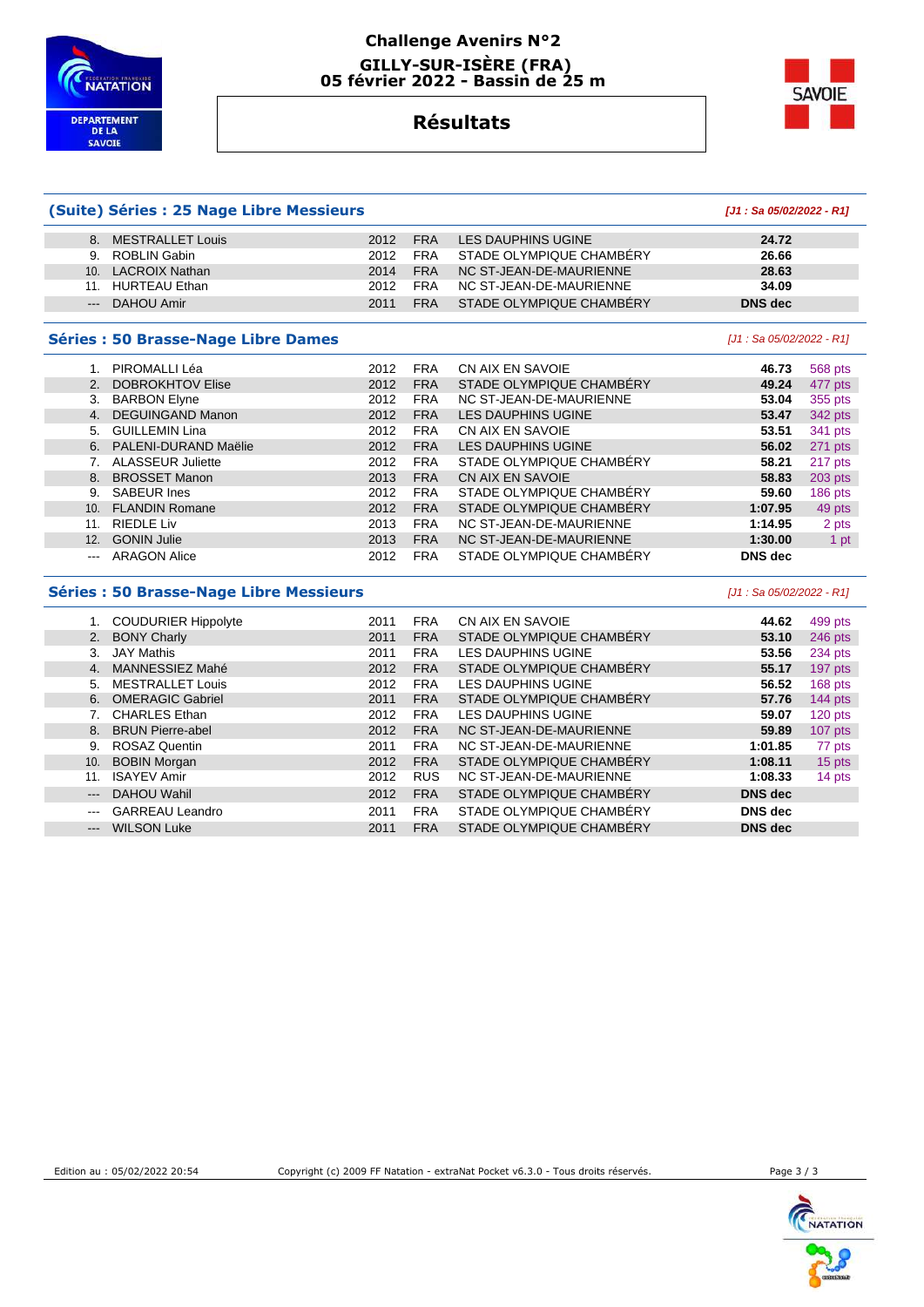# Challenge Avenirs N°2

## GILLY-SUR-ISÈRE (FRA)

## 05 février 2022 - Bassin de 25 m

# Résultats

### (Suite) Séries : 25 Nage Libre Messieurs

*[J1 : Sa 05/02/2022 - R1]*

| | | | | | | |
|---|---|---|---|---|---|---|
| 8. | MESTRALLET Louis | 2012 | FRA | LES DAUPHINS UGINE | **24.72** | |
| 9. | ROBLIN Gabin | 2012 | FRA | STADE OLYMPIQUE CHAMBÉRY | **26.66** | |
| 10. | LACROIX Nathan | 2014 | FRA | NC ST-JEAN-DE-MAURIENNE | **28.63** | |
| 11. | HURTEAU Ethan | 2012 | FRA | NC ST-JEAN-DE-MAURIENNE | **34.09** | |
| --- | DAHOU Amir | 2011 | FRA | STADE OLYMPIQUE CHAMBÉRY | **DNS dec** | |

### Séries : 50 Brasse-Nage Libre Dames

*[J1 : Sa 05/02/2022 - R1]*

| | | | | | | |
|---|---|---|---|---|---|---|
| 1. | PIROMALLI Léa | 2012 | FRA | CN AIX EN SAVOIE | **46.73** | 568 pts |
| 2. | DOBROKHTOV Elise | 2012 | FRA | STADE OLYMPIQUE CHAMBÉRY | **49.24** | 477 pts |
| 3. | BARBON Elyne | 2012 | FRA | NC ST-JEAN-DE-MAURIENNE | **53.04** | 355 pts |
| 4. | DEGUINGAND Manon | 2012 | FRA | LES DAUPHINS UGINE | **53.47** | 342 pts |
| 5. | GUILLEMIN Lina | 2012 | FRA | CN AIX EN SAVOIE | **53.51** | 341 pts |
| 6. | PALENI-DURAND Maëlie | 2012 | FRA | LES DAUPHINS UGINE | **56.02** | 271 pts |
| 7. | ALASSEUR Juliette | 2012 | FRA | STADE OLYMPIQUE CHAMBÉRY | **58.21** | 217 pts |
| 8. | BROSSET Manon | 2013 | FRA | CN AIX EN SAVOIE | **58.83** | 203 pts |
| 9. | SABEUR Ines | 2012 | FRA | STADE OLYMPIQUE CHAMBÉRY | **59.60** | 186 pts |
| 10. | FLANDIN Romane | 2012 | FRA | STADE OLYMPIQUE CHAMBÉRY | **1:07.95** | 49 pts |
| 11. | RIEDLE Liv | 2013 | FRA | NC ST-JEAN-DE-MAURIENNE | **1:14.95** | 2 pts |
| 12. | GONIN Julie | 2013 | FRA | NC ST-JEAN-DE-MAURIENNE | **1:30.00** | 1 pt |
| --- | ARAGON Alice | 2012 | FRA | STADE OLYMPIQUE CHAMBÉRY | **DNS dec** | |

### Séries : 50 Brasse-Nage Libre Messieurs

*[J1 : Sa 05/02/2022 - R1]*

| | | | | | | |
|---|---|---|---|---|---|---|
| 1. | COUDURIER Hippolyte | 2011 | FRA | CN AIX EN SAVOIE | **44.62** | 499 pts |
| 2. | BONY Charly | 2011 | FRA | STADE OLYMPIQUE CHAMBÉRY | **53.10** | 246 pts |
| 3. | JAY Mathis | 2011 | FRA | LES DAUPHINS UGINE | **53.56** | 234 pts |
| 4. | MANNESSIEZ Mahé | 2012 | FRA | STADE OLYMPIQUE CHAMBÉRY | **55.17** | 197 pts |
| 5. | MESTRALLET Louis | 2012 | FRA | LES DAUPHINS UGINE | **56.52** | 168 pts |
| 6. | OMERAGIC Gabriel | 2011 | FRA | STADE OLYMPIQUE CHAMBÉRY | **57.76** | 144 pts |
| 7. | CHARLES Ethan | 2012 | FRA | LES DAUPHINS UGINE | **59.07** | 120 pts |
| 8. | BRUN Pierre-abel | 2012 | FRA | NC ST-JEAN-DE-MAURIENNE | **59.89** | 107 pts |
| 9. | ROSAZ Quentin | 2011 | FRA | NC ST-JEAN-DE-MAURIENNE | **1:01.85** | 77 pts |
| 10. | BOBIN Morgan | 2012 | FRA | STADE OLYMPIQUE CHAMBÉRY | **1:08.11** | 15 pts |
| 11. | ISAYEV Amir | 2012 | RUS | NC ST-JEAN-DE-MAURIENNE | **1:08.33** | 14 pts |
| --- | DAHOU Wahil | 2012 | FRA | STADE OLYMPIQUE CHAMBÉRY | **DNS dec** | |
| --- | GARREAU Leandro | 2011 | FRA | STADE OLYMPIQUE CHAMBÉRY | **DNS dec** | |
| --- | WILSON Luke | 2011 | FRA | STADE OLYMPIQUE CHAMBÉRY | **DNS dec** | |

Edition au : 05/02/2022 20:54 — Copyright (c) 2009 FF Natation - extraNat Pocket v6.3.0 - Tous droits réservés.